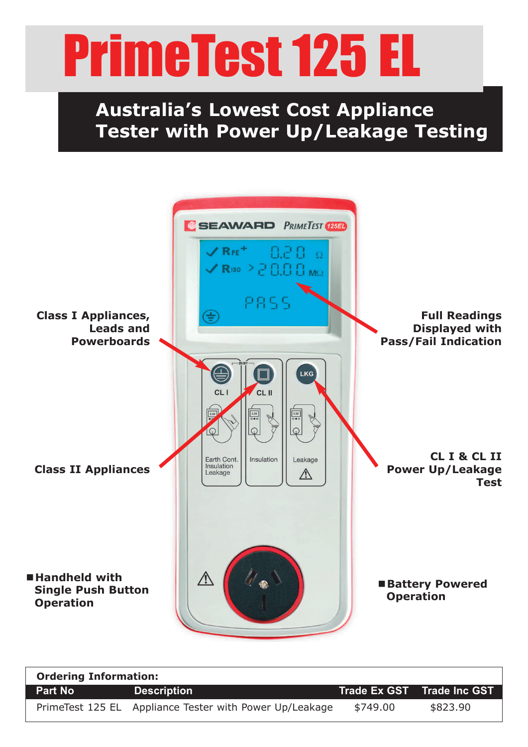# PrimeTest 125 EL

## Australia's Lowest Cost Appliance Tester with Power Up/Leakage Testing

**Class I Appliances, Leads and Powerboards**

**Full Readings Displayed with Pass/Fail Indication**

**Class II Appliances**

**CL I & CL II Power Up/Leakage Test**

- **Handheld with Single Push Button Operation**
- **Battery Powered Operation**

**Ordering Information:**

| Part No | Description | Trade Ex GST | Trade Inc GST |
|---|---|---|---|
| PrimeTest 125 EL | Appliance Tester with Power Up/Leakage | $749.00 | $823.90 |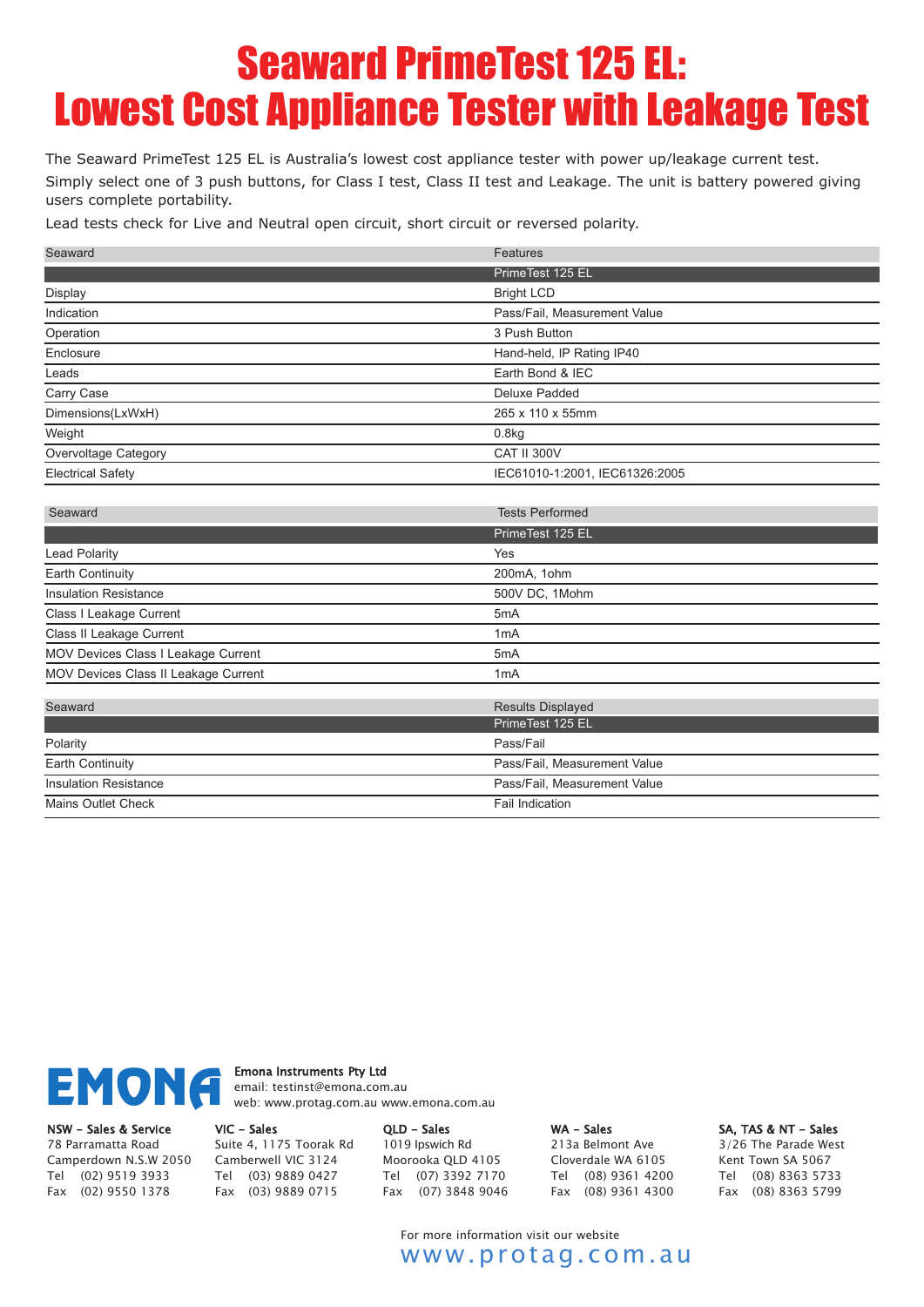# Seaward PrimeTest 125 EL: Lowest Cost Appliance Tester with Leakage Test

The Seaward PrimeTest 125 EL is Australia's lowest cost appliance tester with power up/leakage current test.

Simply select one of 3 push buttons, for Class I test, Class II test and Leakage. The unit is battery powered giving users complete portability.

Lead tests check for Live and Neutral open circuit, short circuit or reversed polarity.

| Seaward | Features |
|---|---|
| | PrimeTest 125 EL |
| Display | Bright LCD |
| Indication | Pass/Fail, Measurement Value |
| Operation | 3 Push Button |
| Enclosure | Hand-held, IP Rating IP40 |
| Leads | Earth Bond & IEC |
| Carry Case | Deluxe Padded |
| Dimensions(LxWxH) | 265 x 110 x 55mm |
| Weight | 0.8kg |
| Overvoltage Category | CAT II 300V |
| Electrical Safety | IEC61010-1:2001, IEC61326:2005 |

| Seaward | Tests Performed |
|---|---|
| | PrimeTest 125 EL |
| Lead Polarity | Yes |
| Earth Continuity | 200mA, 1ohm |
| Insulation Resistance | 500V DC, 1Mohm |
| Class I Leakage Current | 5mA |
| Class II Leakage Current | 1mA |
| MOV Devices Class I Leakage Current | 5mA |
| MOV Devices Class II Leakage Current | 1mA |

| Seaward | Results Displayed |
|---|---|
| | PrimeTest 125 EL |
| Polarity | Pass/Fail |
| Earth Continuity | Pass/Fail, Measurement Value |
| Insulation Resistance | Pass/Fail, Measurement Value |
| Mains Outlet Check | Fail Indication |

EMONA

**Emona Instruments Pty Ltd**
email: testinst@emona.com.au
web: www.protag.com.au www.emona.com.au

**NSW – Sales & Service**
78 Parramatta Road
Camperdown N.S.W 2050
Tel (02) 9519 3933
Fax (02) 9550 1378

**VIC – Sales**
Suite 4, 1175 Toorak Rd
Camberwell VIC 3124
Tel (03) 9889 0427
Fax (03) 9889 0715

**QLD – Sales**
1019 Ipswich Rd
Moorooka QLD 4105
Tel (07) 3392 7170
Fax (07) 3848 9046

**WA – Sales**
213a Belmont Ave
Cloverdale WA 6105
Tel (08) 9361 4200
Fax (08) 9361 4300

**SA, TAS & NT – Sales**
3/26 The Parade West
Kent Town SA 5067
Tel (08) 8363 5733
Fax (08) 8363 5799

For more information visit our website
www.protag.com.au